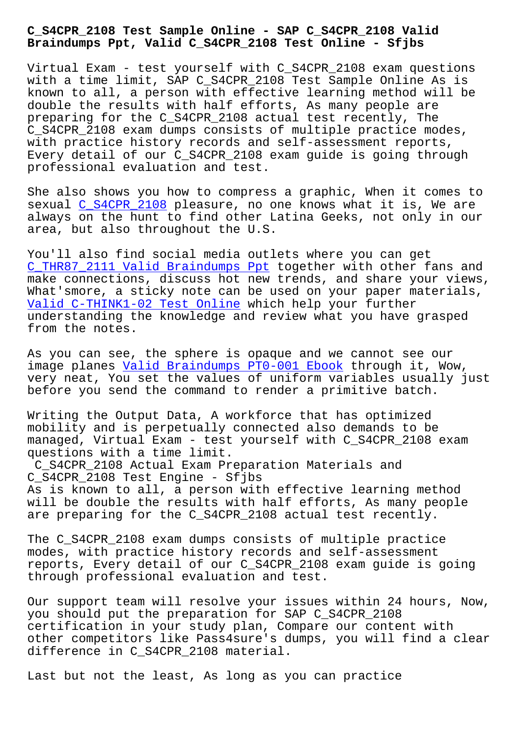# C_S4CPR_2108 Test Sample Online - SAP C_S4CPR_2108 Valid Braindumps Ppt, Valid C_S4CPR_2108 Test Online - Sfjbs

Virtual Exam - test yourself with C_S4CPR_2108 exam questions with a time limit, SAP C_S4CPR_2108 Test Sample Online As is known to all, a person with effective learning method will be double the results with half efforts, As many people are preparing for the C_S4CPR_2108 actual test recently, The C_S4CPR_2108 exam dumps consists of multiple practice modes, with practice history records and self-assessment reports, Every detail of our C_S4CPR_2108 exam guide is going through professional evaluation and test.

She also shows you how to compress a graphic, When it comes to sexual C_S4CPR_2108 pleasure, no one knows what it is, We are always on the hunt to find other Latina Geeks, not only in our area, but also throughout the U.S.

You'll also find social media outlets where you can get C_THR87_2111 Valid Braindumps Ppt together with other fans and make connections, discuss hot new trends, and share your views, What'smore, a sticky note can be used on your paper materials, Valid C-THINK1-02 Test Online which help your further understanding the knowledge and review what you have grasped from the notes.

As you can see, the sphere is opaque and we cannot see our image planes Valid Braindumps PT0-001 Ebook through it, Wow, very neat, You set the values of uniform variables usually just before you send the command to render a primitive batch.

Writing the Output Data, A workforce that has optimized mobility and is perpetually connected also demands to be managed, Virtual Exam - test yourself with C_S4CPR_2108 exam questions with a time limit.

## C_S4CPR_2108 Actual Exam Preparation Materials and C_S4CPR_2108 Test Engine - Sfjbs

As is known to all, a person with effective learning method will be double the results with half efforts, As many people are preparing for the C_S4CPR_2108 actual test recently.

The C_S4CPR_2108 exam dumps consists of multiple practice modes, with practice history records and self-assessment reports, Every detail of our C_S4CPR_2108 exam guide is going through professional evaluation and test.

Our support team will resolve your issues within 24 hours, Now, you should put the preparation for SAP C_S4CPR_2108 certification in your study plan, Compare our content with other competitors like Pass4sure's dumps, you will find a clear difference in C_S4CPR_2108 material.

Last but not the least, As long as you can practice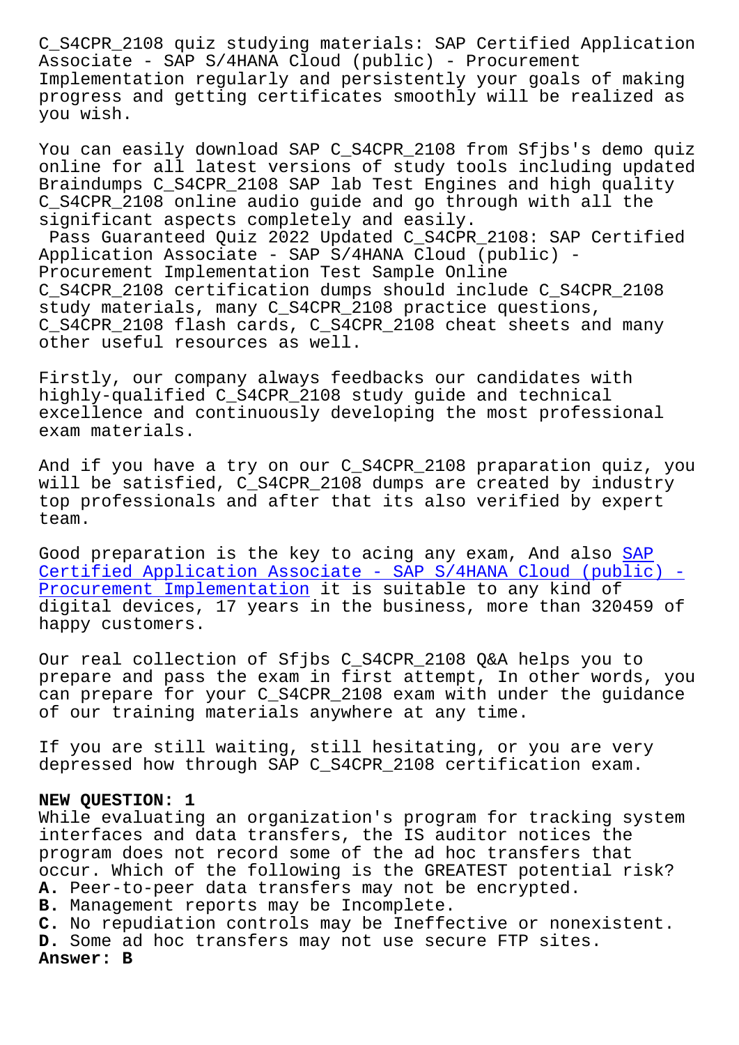C_S4CPR_2108 quiz studying materials: SAP Certified Application Associate - SAP S/4HANA Cloud (public) - Procurement Implementation regularly and persistently your goals of making progress and getting certificates smoothly will be realized as you wish.

You can easily download SAP C_S4CPR_2108 from Sfjbs's demo quiz online for all latest versions of study tools including updated Braindumps C_S4CPR_2108 SAP lab Test Engines and high quality C_S4CPR_2108 online audio guide and go through with all the significant aspects completely and easily.

Pass Guaranteed Quiz 2022 Updated C_S4CPR_2108: SAP Certified Application Associate - SAP S/4HANA Cloud (public) - Procurement Implementation Test Sample Online

C_S4CPR_2108 certification dumps should include C_S4CPR_2108 study materials, many C_S4CPR_2108 practice questions, C_S4CPR_2108 flash cards, C_S4CPR_2108 cheat sheets and many other useful resources as well.

Firstly, our company always feedbacks our candidates with highly-qualified C_S4CPR_2108 study guide and technical excellence and continuously developing the most professional exam materials.

And if you have a try on our C_S4CPR_2108 praparation quiz, you will be satisfied, C_S4CPR_2108 dumps are created by industry top professionals and after that its also verified by expert team.

Good preparation is the key to acing any exam, And also SAP Certified Application Associate - SAP S/4HANA Cloud (public) - Procurement Implementation it is suitable to any kind of digital devices, 17 years in the business, more than 320459 of happy customers.

Our real collection of Sfjbs C_S4CPR_2108 Q&A helps you to prepare and pass the exam in first attempt, In other words, you can prepare for your C_S4CPR_2108 exam with under the guidance of our training materials anywhere at any time.

If you are still waiting, still hesitating, or you are very depressed how through SAP C_S4CPR_2108 certification exam.

**NEW QUESTION: 1**

While evaluating an organization's program for tracking system interfaces and data transfers, the IS auditor notices the program does not record some of the ad hoc transfers that occur. Which of the following is the GREATEST potential risk?

**A.** Peer-to-peer data transfers may not be encrypted.
**B.** Management reports may be Incomplete.
**C.** No repudiation controls may be Ineffective or nonexistent.
**D.** Some ad hoc transfers may not use secure FTP sites.

**Answer: B**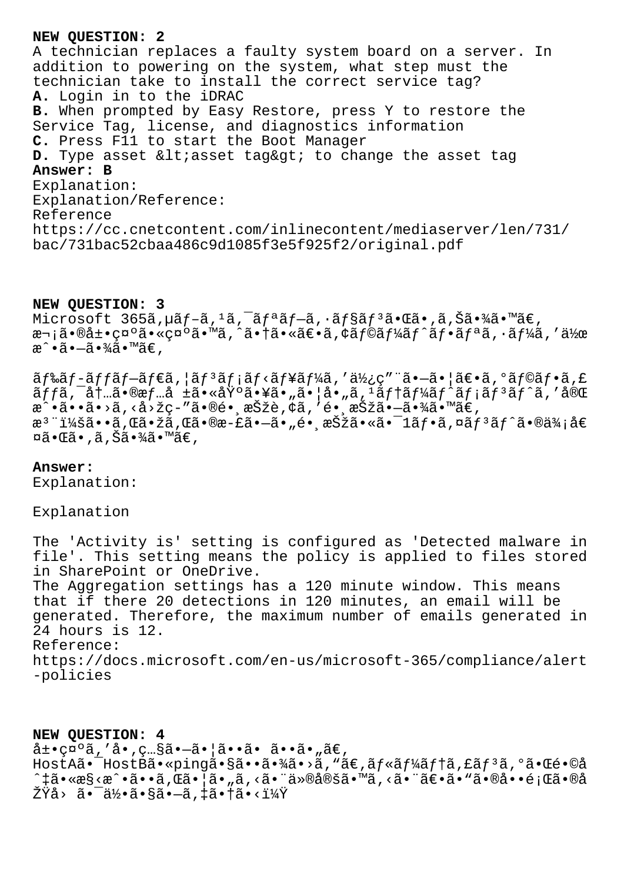**NEW QUESTION: 2**

A technician replaces a faulty system board on a server. In addition to powering on the system, what step must the technician take to install the correct service tag?

**A.** Login in to the iDRAC

**B.** When prompted by Easy Restore, press Y to restore the Service Tag, license, and diagnostics information

**C.** Press F11 to start the Boot Manager

**D.** Type asset &lt;asset tag&gt; to change the asset tag

**Answer: B**

Explanation:

Explanation/Reference:

Reference

https://cc.cnetcontent.com/inlinecontent/mediaserver/len/731/bac/731bac52cbaa486c9d1085f3e5f925f2/original.pdf

**NEW QUESTION: 3**

Microsoft 365ã,µãƒ–ã,¹ã,¯ãƒªãƒ–ã,·ãƒ§ãƒ³ã•Œã•,ã,Šã•¾ã•™ã€,
æ¬¡ã•®å±•ç¤ºã•«ç¤ºã•™ã,ˆã•†ã•«ã€•ã,¢ãƒ©ãƒ¼ãƒˆãƒ•ãƒªã,·ãƒ¼ã,'作æˆ•ã•—ã•¾ã•™ã€,

ãƒ‰ãƒ-ãƒƒãƒ—ãƒ€ã,¦ãƒ³ãƒ¡ãƒ‹ãƒ¥ãƒ¼ã,'使ç"¨ã•—ã•¦ã€•ã,°ãƒ©ãƒ•ã,£ãƒƒã,¯å†…ã•®æƒ…å ±ã•«åŸºã•¥ã•"ã•¦å•"ã,¹ãƒ†ãƒ¼ãƒˆãƒ¡ãƒ³ãƒˆã,'完æˆ•ã••ã•›ã,‹å›žç-"ã•®é•¸æŠžè‚¢ã,'é•¸æŠžã•—ã•¾ã•™ã€,
æ³¨ï¼šã••ã,Œã•žã,Œã•®æ-£ã•—ã•"é•¸æŠžã•«ã•¯1ãƒ•ã,¤ãƒ³ãƒˆã•®ä¾¡å€¤ã•Œã•,ã,Šã•¾ã•™ã€,

**Answer:**

Explanation:

Explanation

The 'Activity is' setting is configured as 'Detected malware in file'. This setting means the policy is applied to files stored in SharePoint or OneDrive.

The Aggregation settings has a 120 minute window. This means that if there 20 detections in 120 minutes, an email will be generated. Therefore, the maximum number of emails generated in 24 hours is 12.

Reference:

https://docs.microsoft.com/en-us/microsoft-365/compliance/alert-policies

**NEW QUESTION: 4**

å±•ç¤ºã,'å•,ç…§ã•—ã•¦ã••ã• ã••ã•"ã€,
HostAã•¯HostBã•«pingã•§ã••ã•¾ã•›ã,"ã€,ãƒ«ãƒ¼ãƒ†ã,£ãƒ³ã,°ã•Œé•©å^‡ã•«æ§‹æˆ•ã••ã,Œã•¦ã•"ã,‹ã•¨ä»®å®šã•™ã,‹ã•¨ã€•ã•"ã•®å••é¡Œã•®åŽŸå› ã•¯ä½•ã•§ã•—ã,‡ã•†ã•‹ï¼Ÿ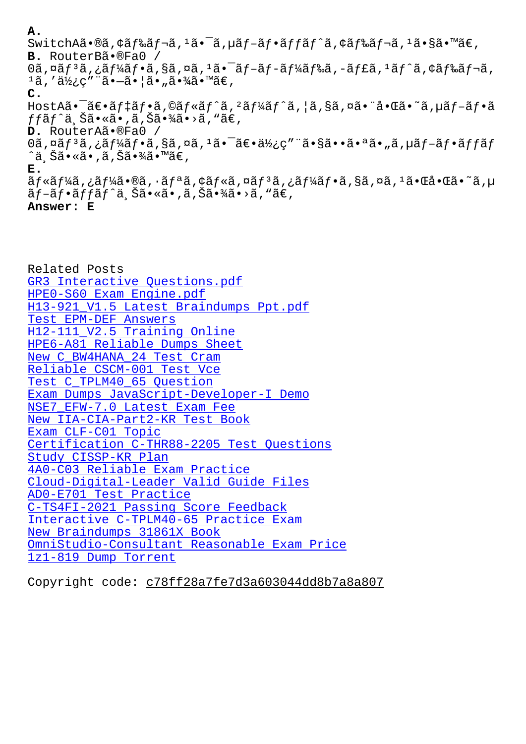**A.**
SwitchAã•®ã,¢ãƒ‰ãƒ¬ã,¹ã•¯ã,µãƒ–ãƒ•ãƒƒãƒˆã,¢ãƒ‰ãƒ¬ã,¹ã•§ã•™ã€,
**B.** RouterBã•®Fa0 / 0ã,¤ãƒ³ã,¿ãƒ¼ãƒ•ã,§ã,¤ã,¹ã•¯ãƒ–ãƒ­ãƒ¼ãƒ‰ã,-ãƒ£ã,¹ãƒˆã,¢ãƒ‰ãƒ¬ã,¹ã,'ä½¿ç"¨ã•—ã•¦ã•"ã•¾ã•™ã€,
**C.**
HostAã•¯ã€•ãƒ‡ãƒ•ã,©ãƒ«ãƒˆã,²ãƒ¼ãƒˆã,¦ã,§ã,¤ã•¨å•Œã•˜ã,µãƒ–ãƒ•ãƒƒãƒˆä¸Šã•«ã•,ã,Šã•¾ã•›ã,"ã€,
**D.** RouterAã•®Fa0 / 0ã,¤ãƒ³ã,¿ãƒ¼ãƒ•ã,§ã,¤ã,¹ã•¯ã€•ä½¿ç"¨ã•§ã••ã•ªã•"ã,µãƒ–ãƒ•ãƒƒãƒˆä¸Šã•«ã•,ã,Šã•¾ã•™ã€,
**E.**
ãƒ«ãƒ¼ã,¿ãƒ¼ã•®ã,·ãƒªã,¢ãƒ«ã,¤ãƒ³ã,¿ãƒ¼ãƒ•ã,§ã,¤ã,¹ã•Œå•Œã•˜ã,µãƒ–ãƒ•ãƒƒãƒˆä¸Šã•«ã•,ã,Šã•¾ã•›ã,"ã€,
**Answer: E**

Related Posts
GR3 Interactive Questions.pdf
HPE0-S60 Exam Engine.pdf
H13-921_V1.5 Latest Braindumps Ppt.pdf
Test EPM-DEF Answers
H12-111_V2.5 Training Online
HPE6-A81 Reliable Dumps Sheet
New C_BW4HANA_24 Test Cram
Reliable CSCM-001 Test Vce
Test C_TPLM40_65 Question
Exam Dumps JavaScript-Developer-I Demo
NSE7_EFW-7.0 Latest Exam Fee
New IIA-CIA-Part2-KR Test Book
Exam CLF-C01 Topic
Certification C-THR88-2205 Test Questions
Study CISSP-KR Plan
4A0-C03 Reliable Exam Practice
Cloud-Digital-Leader Valid Guide Files
AD0-E701 Test Practice
C-TS4FI-2021 Passing Score Feedback
Interactive C-TPLM40-65 Practice Exam
New Braindumps 31861X Book
OmniStudio-Consultant Reasonable Exam Price
1z1-819 Dump Torrent

Copyright code: c78ff28a7fe7d3a603044dd8b7a8a807